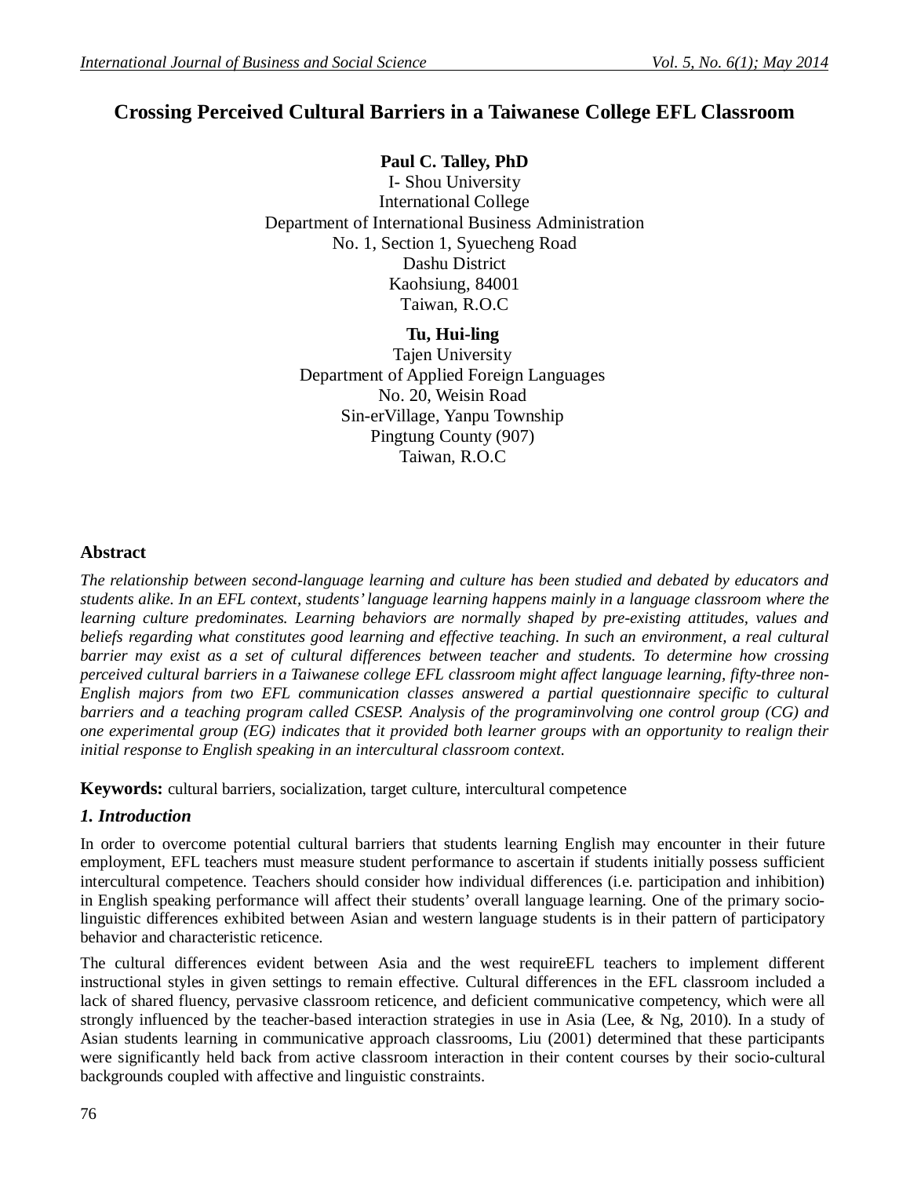# Crossing Perceived Cultural Barriers in a Taiwanese College EFL Classroom

**Paul C. Talley, PhD**
I- Shou University
International College
Department of International Business Administration
No. 1, Section 1, Syuecheng Road
Dashu District
Kaohsiung, 84001
Taiwan, R.O.C

**Tu, Hui-ling**
Tajen University
Department of Applied Foreign Languages
No. 20, Weisin Road
Sin-erVillage, Yanpu Township
Pingtung County (907)
Taiwan, R.O.C

## Abstract

*The relationship between second-language learning and culture has been studied and debated by educators and students alike. In an EFL context, students' language learning happens mainly in a language classroom where the learning culture predominates. Learning behaviors are normally shaped by pre-existing attitudes, values and beliefs regarding what constitutes good learning and effective teaching. In such an environment, a real cultural barrier may exist as a set of cultural differences between teacher and students. To determine how crossing perceived cultural barriers in a Taiwanese college EFL classroom might affect language learning, fifty-three non-English majors from two EFL communication classes answered a partial questionnaire specific to cultural barriers and a teaching program called CSESP. Analysis of the programinvolving one control group (CG) and one experimental group (EG) indicates that it provided both learner groups with an opportunity to realign their initial response to English speaking in an intercultural classroom context.*

**Keywords:** cultural barriers, socialization, target culture, intercultural competence

## *1. Introduction*

In order to overcome potential cultural barriers that students learning English may encounter in their future employment, EFL teachers must measure student performance to ascertain if students initially possess sufficient intercultural competence. Teachers should consider how individual differences (i.e. participation and inhibition) in English speaking performance will affect their students' overall language learning. One of the primary socio-linguistic differences exhibited between Asian and western language students is in their pattern of participatory behavior and characteristic reticence.

The cultural differences evident between Asia and the west requireEFL teachers to implement different instructional styles in given settings to remain effective. Cultural differences in the EFL classroom included a lack of shared fluency, pervasive classroom reticence, and deficient communicative competency, which were all strongly influenced by the teacher-based interaction strategies in use in Asia (Lee, & Ng, 2010). In a study of Asian students learning in communicative approach classrooms, Liu (2001) determined that these participants were significantly held back from active classroom interaction in their content courses by their socio-cultural backgrounds coupled with affective and linguistic constraints.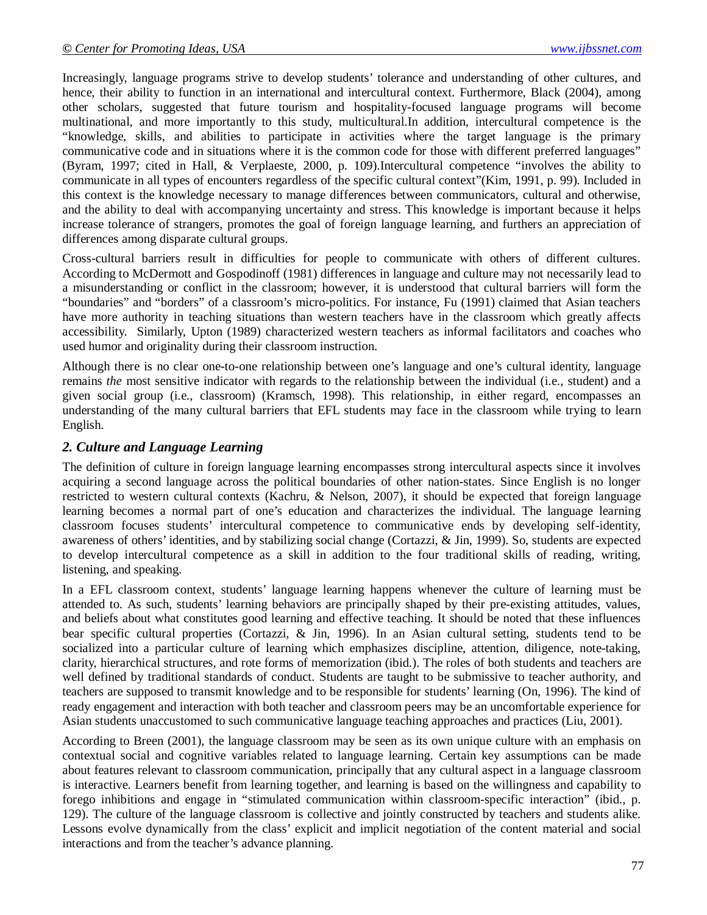Increasingly, language programs strive to develop students' tolerance and understanding of other cultures, and hence, their ability to function in an international and intercultural context. Furthermore, Black (2004), among other scholars, suggested that future tourism and hospitality-focused language programs will become multinational, and more importantly to this study, multicultural.In addition, intercultural competence is the "knowledge, skills, and abilities to participate in activities where the target language is the primary communicative code and in situations where it is the common code for those with different preferred languages" (Byram, 1997; cited in Hall, & Verplaeste, 2000, p. 109).Intercultural competence "involves the ability to communicate in all types of encounters regardless of the specific cultural context"(Kim, 1991, p. 99). Included in this context is the knowledge necessary to manage differences between communicators, cultural and otherwise, and the ability to deal with accompanying uncertainty and stress. This knowledge is important because it helps increase tolerance of strangers, promotes the goal of foreign language learning, and furthers an appreciation of differences among disparate cultural groups.

Cross-cultural barriers result in difficulties for people to communicate with others of different cultures. According to McDermott and Gospodinoff (1981) differences in language and culture may not necessarily lead to a misunderstanding or conflict in the classroom; however, it is understood that cultural barriers will form the "boundaries" and "borders" of a classroom's micro-politics. For instance, Fu (1991) claimed that Asian teachers have more authority in teaching situations than western teachers have in the classroom which greatly affects accessibility. Similarly, Upton (1989) characterized western teachers as informal facilitators and coaches who used humor and originality during their classroom instruction.

Although there is no clear one-to-one relationship between one's language and one's cultural identity, language remains *the* most sensitive indicator with regards to the relationship between the individual (i.e., student) and a given social group (i.e., classroom) (Kramsch, 1998). This relationship, in either regard, encompasses an understanding of the many cultural barriers that EFL students may face in the classroom while trying to learn English.

## *2. Culture and Language Learning*

The definition of culture in foreign language learning encompasses strong intercultural aspects since it involves acquiring a second language across the political boundaries of other nation-states. Since English is no longer restricted to western cultural contexts (Kachru, & Nelson, 2007), it should be expected that foreign language learning becomes a normal part of one's education and characterizes the individual. The language learning classroom focuses students' intercultural competence to communicative ends by developing self-identity, awareness of others' identities, and by stabilizing social change (Cortazzi, & Jin, 1999). So, students are expected to develop intercultural competence as a skill in addition to the four traditional skills of reading, writing, listening, and speaking.

In a EFL classroom context, students' language learning happens whenever the culture of learning must be attended to. As such, students' learning behaviors are principally shaped by their pre-existing attitudes, values, and beliefs about what constitutes good learning and effective teaching. It should be noted that these influences bear specific cultural properties (Cortazzi, & Jin, 1996). In an Asian cultural setting, students tend to be socialized into a particular culture of learning which emphasizes discipline, attention, diligence, note-taking, clarity, hierarchical structures, and rote forms of memorization (ibid.). The roles of both students and teachers are well defined by traditional standards of conduct. Students are taught to be submissive to teacher authority, and teachers are supposed to transmit knowledge and to be responsible for students' learning (On, 1996). The kind of ready engagement and interaction with both teacher and classroom peers may be an uncomfortable experience for Asian students unaccustomed to such communicative language teaching approaches and practices (Liu, 2001).

According to Breen (2001), the language classroom may be seen as its own unique culture with an emphasis on contextual social and cognitive variables related to language learning. Certain key assumptions can be made about features relevant to classroom communication, principally that any cultural aspect in a language classroom is interactive. Learners benefit from learning together, and learning is based on the willingness and capability to forego inhibitions and engage in "stimulated communication within classroom-specific interaction" (ibid., p. 129). The culture of the language classroom is collective and jointly constructed by teachers and students alike. Lessons evolve dynamically from the class' explicit and implicit negotiation of the content material and social interactions and from the teacher's advance planning.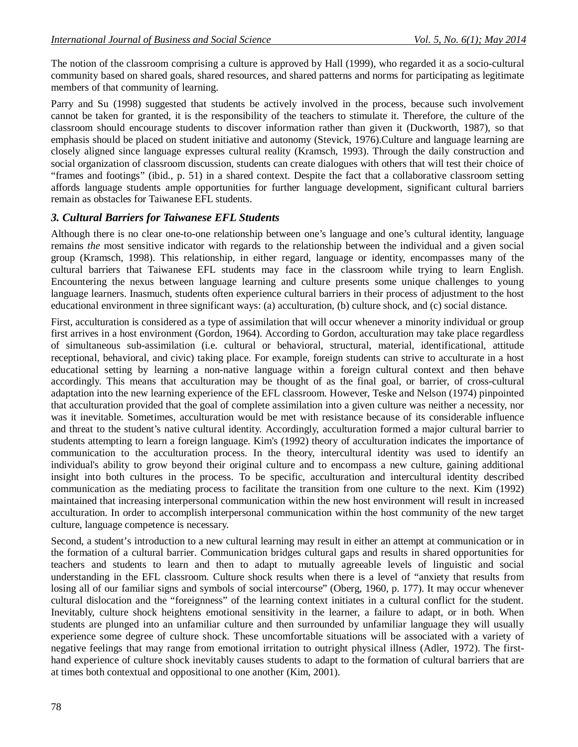The notion of the classroom comprising a culture is approved by Hall (1999), who regarded it as a socio-cultural community based on shared goals, shared resources, and shared patterns and norms for participating as legitimate members of that community of learning.

Parry and Su (1998) suggested that students be actively involved in the process, because such involvement cannot be taken for granted, it is the responsibility of the teachers to stimulate it. Therefore, the culture of the classroom should encourage students to discover information rather than given it (Duckworth, 1987), so that emphasis should be placed on student initiative and autonomy (Stevick, 1976).Culture and language learning are closely aligned since language expresses cultural reality (Kramsch, 1993). Through the daily construction and social organization of classroom discussion, students can create dialogues with others that will test their choice of "frames and footings" (ibid., p. 51) in a shared context. Despite the fact that a collaborative classroom setting affords language students ample opportunities for further language development, significant cultural barriers remain as obstacles for Taiwanese EFL students.

### *3. Cultural Barriers for Taiwanese EFL Students*

Although there is no clear one-to-one relationship between one's language and one's cultural identity, language remains *the* most sensitive indicator with regards to the relationship between the individual and a given social group (Kramsch, 1998). This relationship, in either regard, language or identity, encompasses many of the cultural barriers that Taiwanese EFL students may face in the classroom while trying to learn English. Encountering the nexus between language learning and culture presents some unique challenges to young language learners. Inasmuch, students often experience cultural barriers in their process of adjustment to the host educational environment in three significant ways: (a) acculturation, (b) culture shock, and (c) social distance.

First, acculturation is considered as a type of assimilation that will occur whenever a minority individual or group first arrives in a host environment (Gordon, 1964). According to Gordon, acculturation may take place regardless of simultaneous sub-assimilation (i.e. cultural or behavioral, structural, material, identificational, attitude receptional, behavioral, and civic) taking place. For example, foreign students can strive to acculturate in a host educational setting by learning a non-native language within a foreign cultural context and then behave accordingly. This means that acculturation may be thought of as the final goal, or barrier, of cross-cultural adaptation into the new learning experience of the EFL classroom. However, Teske and Nelson (1974) pinpointed that acculturation provided that the goal of complete assimilation into a given culture was neither a necessity, nor was it inevitable. Sometimes, acculturation would be met with resistance because of its considerable influence and threat to the student's native cultural identity. Accordingly, acculturation formed a major cultural barrier to students attempting to learn a foreign language. Kim's (1992) theory of acculturation indicates the importance of communication to the acculturation process. In the theory, intercultural identity was used to identify an individual's ability to grow beyond their original culture and to encompass a new culture, gaining additional insight into both cultures in the process. To be specific, acculturation and intercultural identity described communication as the mediating process to facilitate the transition from one culture to the next. Kim (1992) maintained that increasing interpersonal communication within the new host environment will result in increased acculturation. In order to accomplish interpersonal communication within the host community of the new target culture, language competence is necessary.

Second, a student's introduction to a new cultural learning may result in either an attempt at communication or in the formation of a cultural barrier. Communication bridges cultural gaps and results in shared opportunities for teachers and students to learn and then to adapt to mutually agreeable levels of linguistic and social understanding in the EFL classroom. Culture shock results when there is a level of "anxiety that results from losing all of our familiar signs and symbols of social intercourse" (Oberg, 1960, p. 177). It may occur whenever cultural dislocation and the "foreignness" of the learning context initiates in a cultural conflict for the student. Inevitably, culture shock heightens emotional sensitivity in the learner, a failure to adapt, or in both. When students are plunged into an unfamiliar culture and then surrounded by unfamiliar language they will usually experience some degree of culture shock. These uncomfortable situations will be associated with a variety of negative feelings that may range from emotional irritation to outright physical illness (Adler, 1972). The first-hand experience of culture shock inevitably causes students to adapt to the formation of cultural barriers that are at times both contextual and oppositional to one another (Kim, 2001).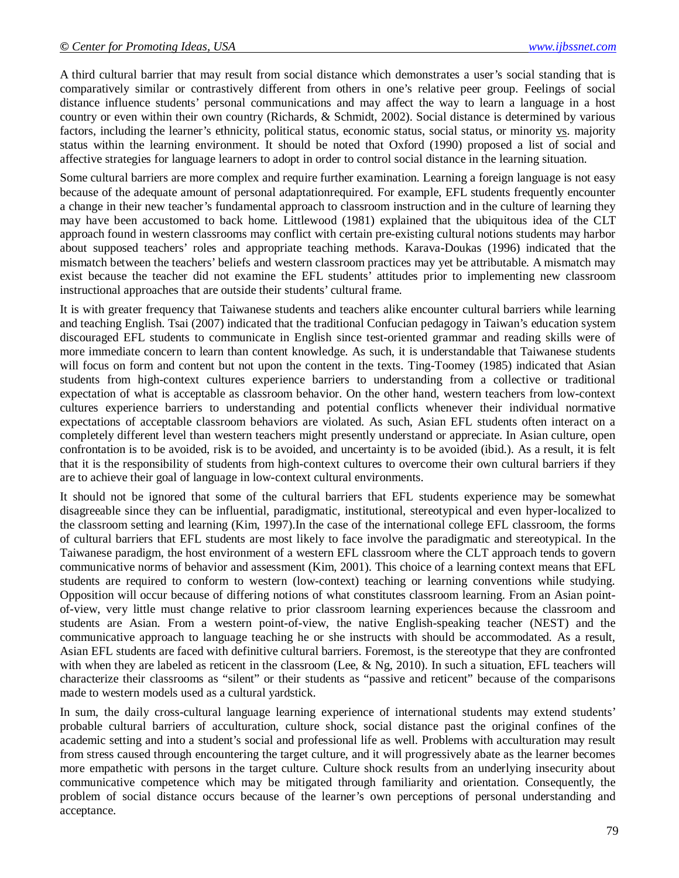A third cultural barrier that may result from social distance which demonstrates a user's social standing that is comparatively similar or contrastively different from others in one's relative peer group. Feelings of social distance influence students' personal communications and may affect the way to learn a language in a host country or even within their own country (Richards, & Schmidt, 2002). Social distance is determined by various factors, including the learner's ethnicity, political status, economic status, social status, or minority vs. majority status within the learning environment. It should be noted that Oxford (1990) proposed a list of social and affective strategies for language learners to adopt in order to control social distance in the learning situation.

Some cultural barriers are more complex and require further examination. Learning a foreign language is not easy because of the adequate amount of personal adaptationrequired. For example, EFL students frequently encounter a change in their new teacher's fundamental approach to classroom instruction and in the culture of learning they may have been accustomed to back home. Littlewood (1981) explained that the ubiquitous idea of the CLT approach found in western classrooms may conflict with certain pre-existing cultural notions students may harbor about supposed teachers' roles and appropriate teaching methods. Karava-Doukas (1996) indicated that the mismatch between the teachers' beliefs and western classroom practices may yet be attributable. A mismatch may exist because the teacher did not examine the EFL students' attitudes prior to implementing new classroom instructional approaches that are outside their students' cultural frame.

It is with greater frequency that Taiwanese students and teachers alike encounter cultural barriers while learning and teaching English. Tsai (2007) indicated that the traditional Confucian pedagogy in Taiwan's education system discouraged EFL students to communicate in English since test-oriented grammar and reading skills were of more immediate concern to learn than content knowledge. As such, it is understandable that Taiwanese students will focus on form and content but not upon the content in the texts. Ting-Toomey (1985) indicated that Asian students from high-context cultures experience barriers to understanding from a collective or traditional expectation of what is acceptable as classroom behavior. On the other hand, western teachers from low-context cultures experience barriers to understanding and potential conflicts whenever their individual normative expectations of acceptable classroom behaviors are violated. As such, Asian EFL students often interact on a completely different level than western teachers might presently understand or appreciate. In Asian culture, open confrontation is to be avoided, risk is to be avoided, and uncertainty is to be avoided (ibid.). As a result, it is felt that it is the responsibility of students from high-context cultures to overcome their own cultural barriers if they are to achieve their goal of language in low-context cultural environments.

It should not be ignored that some of the cultural barriers that EFL students experience may be somewhat disagreeable since they can be influential, paradigmatic, institutional, stereotypical and even hyper-localized to the classroom setting and learning (Kim, 1997).In the case of the international college EFL classroom, the forms of cultural barriers that EFL students are most likely to face involve the paradigmatic and stereotypical. In the Taiwanese paradigm, the host environment of a western EFL classroom where the CLT approach tends to govern communicative norms of behavior and assessment (Kim, 2001). This choice of a learning context means that EFL students are required to conform to western (low-context) teaching or learning conventions while studying. Opposition will occur because of differing notions of what constitutes classroom learning. From an Asian point-of-view, very little must change relative to prior classroom learning experiences because the classroom and students are Asian. From a western point-of-view, the native English-speaking teacher (NEST) and the communicative approach to language teaching he or she instructs with should be accommodated. As a result, Asian EFL students are faced with definitive cultural barriers. Foremost, is the stereotype that they are confronted with when they are labeled as reticent in the classroom (Lee, & Ng, 2010). In such a situation, EFL teachers will characterize their classrooms as "silent" or their students as "passive and reticent" because of the comparisons made to western models used as a cultural yardstick.

In sum, the daily cross-cultural language learning experience of international students may extend students' probable cultural barriers of acculturation, culture shock, social distance past the original confines of the academic setting and into a student's social and professional life as well. Problems with acculturation may result from stress caused through encountering the target culture, and it will progressively abate as the learner becomes more empathetic with persons in the target culture. Culture shock results from an underlying insecurity about communicative competence which may be mitigated through familiarity and orientation. Consequently, the problem of social distance occurs because of the learner's own perceptions of personal understanding and acceptance.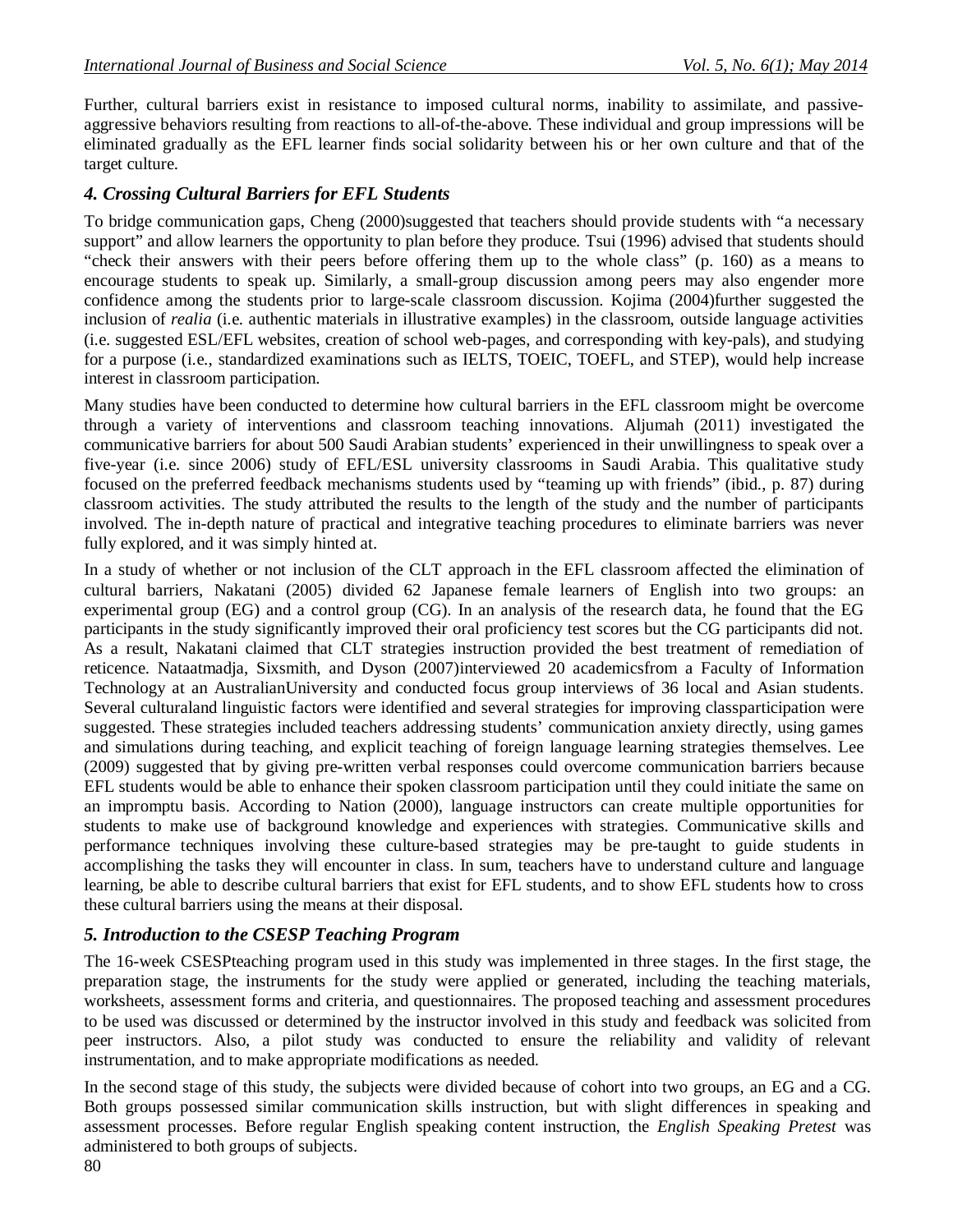Further, cultural barriers exist in resistance to imposed cultural norms, inability to assimilate, and passive-aggressive behaviors resulting from reactions to all-of-the-above. These individual and group impressions will be eliminated gradually as the EFL learner finds social solidarity between his or her own culture and that of the target culture.

## *4. Crossing Cultural Barriers for EFL Students*

To bridge communication gaps, Cheng (2000)suggested that teachers should provide students with "a necessary support" and allow learners the opportunity to plan before they produce. Tsui (1996) advised that students should "check their answers with their peers before offering them up to the whole class" (p. 160) as a means to encourage students to speak up. Similarly, a small-group discussion among peers may also engender more confidence among the students prior to large-scale classroom discussion. Kojima (2004)further suggested the inclusion of *realia* (i.e. authentic materials in illustrative examples) in the classroom, outside language activities (i.e. suggested ESL/EFL websites, creation of school web-pages, and corresponding with key-pals), and studying for a purpose (i.e., standardized examinations such as IELTS, TOEIC, TOEFL, and STEP), would help increase interest in classroom participation.

Many studies have been conducted to determine how cultural barriers in the EFL classroom might be overcome through a variety of interventions and classroom teaching innovations. Aljumah (2011) investigated the communicative barriers for about 500 Saudi Arabian students' experienced in their unwillingness to speak over a five-year (i.e. since 2006) study of EFL/ESL university classrooms in Saudi Arabia. This qualitative study focused on the preferred feedback mechanisms students used by "teaming up with friends" (ibid., p. 87) during classroom activities. The study attributed the results to the length of the study and the number of participants involved. The in-depth nature of practical and integrative teaching procedures to eliminate barriers was never fully explored, and it was simply hinted at.

In a study of whether or not inclusion of the CLT approach in the EFL classroom affected the elimination of cultural barriers, Nakatani (2005) divided 62 Japanese female learners of English into two groups: an experimental group (EG) and a control group (CG). In an analysis of the research data, he found that the EG participants in the study significantly improved their oral proficiency test scores but the CG participants did not. As a result, Nakatani claimed that CLT strategies instruction provided the best treatment of remediation of reticence. Nataatmadja, Sixsmith, and Dyson (2007)interviewed 20 academicsfrom a Faculty of Information Technology at an AustralianUniversity and conducted focus group interviews of 36 local and Asian students. Several culturaland linguistic factors were identified and several strategies for improving classparticipation were suggested. These strategies included teachers addressing students' communication anxiety directly, using games and simulations during teaching, and explicit teaching of foreign language learning strategies themselves. Lee (2009) suggested that by giving pre-written verbal responses could overcome communication barriers because EFL students would be able to enhance their spoken classroom participation until they could initiate the same on an impromptu basis. According to Nation (2000), language instructors can create multiple opportunities for students to make use of background knowledge and experiences with strategies. Communicative skills and performance techniques involving these culture-based strategies may be pre-taught to guide students in accomplishing the tasks they will encounter in class. In sum, teachers have to understand culture and language learning, be able to describe cultural barriers that exist for EFL students, and to show EFL students how to cross these cultural barriers using the means at their disposal.

## *5. Introduction to the CSESP Teaching Program*

The 16-week CSESPteaching program used in this study was implemented in three stages. In the first stage, the preparation stage, the instruments for the study were applied or generated, including the teaching materials, worksheets, assessment forms and criteria, and questionnaires. The proposed teaching and assessment procedures to be used was discussed or determined by the instructor involved in this study and feedback was solicited from peer instructors. Also, a pilot study was conducted to ensure the reliability and validity of relevant instrumentation, and to make appropriate modifications as needed.

In the second stage of this study, the subjects were divided because of cohort into two groups, an EG and a CG. Both groups possessed similar communication skills instruction, but with slight differences in speaking and assessment processes. Before regular English speaking content instruction, the *English Speaking Pretest* was administered to both groups of subjects.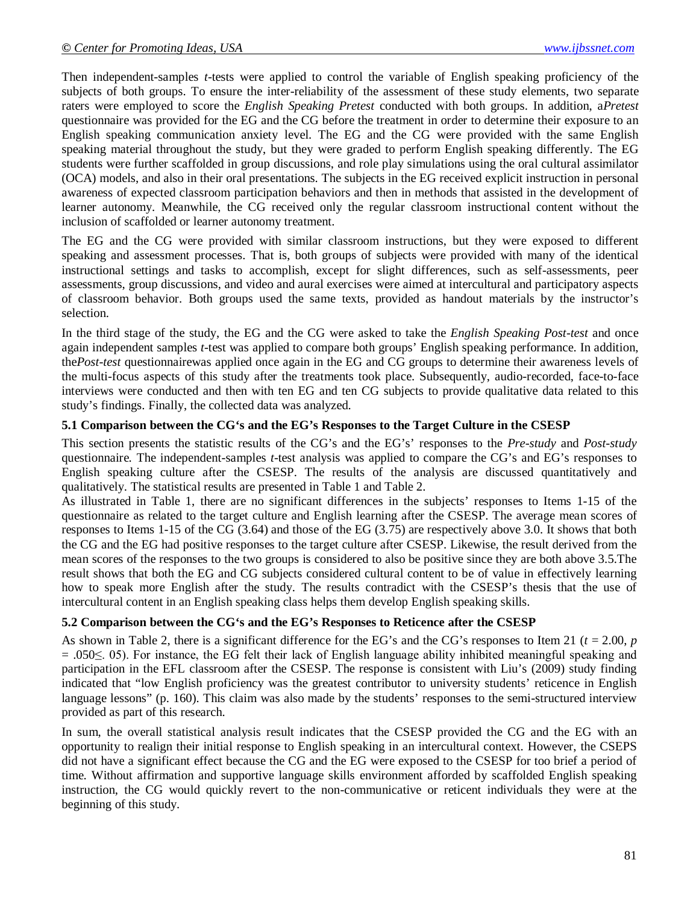Then independent-samples *t*-tests were applied to control the variable of English speaking proficiency of the subjects of both groups. To ensure the inter-reliability of the assessment of these study elements, two separate raters were employed to score the *English Speaking Pretest* conducted with both groups. In addition, a*Pretest* questionnaire was provided for the EG and the CG before the treatment in order to determine their exposure to an English speaking communication anxiety level. The EG and the CG were provided with the same English speaking material throughout the study, but they were graded to perform English speaking differently. The EG students were further scaffolded in group discussions, and role play simulations using the oral cultural assimilator (OCA) models, and also in their oral presentations. The subjects in the EG received explicit instruction in personal awareness of expected classroom participation behaviors and then in methods that assisted in the development of learner autonomy. Meanwhile, the CG received only the regular classroom instructional content without the inclusion of scaffolded or learner autonomy treatment.

The EG and the CG were provided with similar classroom instructions, but they were exposed to different speaking and assessment processes. That is, both groups of subjects were provided with many of the identical instructional settings and tasks to accomplish, except for slight differences, such as self-assessments, peer assessments, group discussions, and video and aural exercises were aimed at intercultural and participatory aspects of classroom behavior. Both groups used the same texts, provided as handout materials by the instructor's selection.

In the third stage of the study, the EG and the CG were asked to take the *English Speaking Post-test* and once again independent samples *t*-test was applied to compare both groups' English speaking performance. In addition, the*Post-test* questionnairewas applied once again in the EG and CG groups to determine their awareness levels of the multi-focus aspects of this study after the treatments took place. Subsequently, audio-recorded, face-to-face interviews were conducted and then with ten EG and ten CG subjects to provide qualitative data related to this study's findings. Finally, the collected data was analyzed.

### 5.1 Comparison between the CG's and the EG's Responses to the Target Culture in the CSESP

This section presents the statistic results of the CG's and the EG's' responses to the *Pre-study* and *Post-study* questionnaire. The independent-samples *t*-test analysis was applied to compare the CG's and EG's responses to English speaking culture after the CSESP. The results of the analysis are discussed quantitatively and qualitatively. The statistical results are presented in Table 1 and Table 2.

As illustrated in Table 1, there are no significant differences in the subjects' responses to Items 1-15 of the questionnaire as related to the target culture and English learning after the CSESP. The average mean scores of responses to Items 1-15 of the CG (3.64) and those of the EG (3.75) are respectively above 3.0. It shows that both the CG and the EG had positive responses to the target culture after CSESP. Likewise, the result derived from the mean scores of the responses to the two groups is considered to also be positive since they are both above 3.5.The result shows that both the EG and CG subjects considered cultural content to be of value in effectively learning how to speak more English after the study. The results contradict with the CSESP's thesis that the use of intercultural content in an English speaking class helps them develop English speaking skills.

### 5.2 Comparison between the CG's and the EG's Responses to Reticence after the CSESP

As shown in Table 2, there is a significant difference for the EG's and the CG's responses to Item 21 ($t = 2.00$, $p = .050 \leq .05$). For instance, the EG felt their lack of English language ability inhibited meaningful speaking and participation in the EFL classroom after the CSESP. The response is consistent with Liu's (2009) study finding indicated that "low English proficiency was the greatest contributor to university students' reticence in English language lessons" (p. 160). This claim was also made by the students' responses to the semi-structured interview provided as part of this research.

In sum, the overall statistical analysis result indicates that the CSESP provided the CG and the EG with an opportunity to realign their initial response to English speaking in an intercultural context. However, the CSEPS did not have a significant effect because the CG and the EG were exposed to the CSESP for too brief a period of time. Without affirmation and supportive language skills environment afforded by scaffolded English speaking instruction, the CG would quickly revert to the non-communicative or reticent individuals they were at the beginning of this study.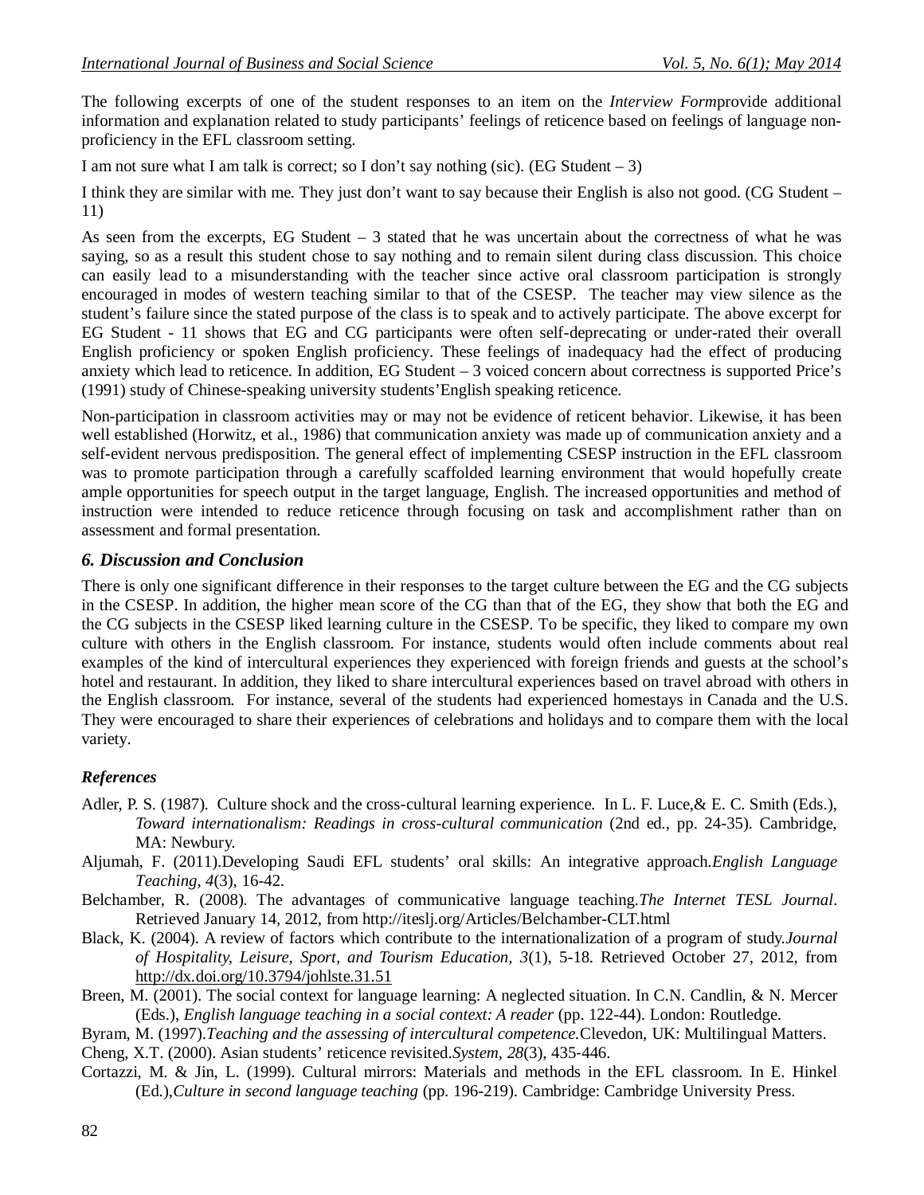The following excerpts of one of the student responses to an item on the *Interview Form*provide additional information and explanation related to study participants' feelings of reticence based on feelings of language non-proficiency in the EFL classroom setting.

I am not sure what I am talk is correct; so I don't say nothing (sic). (EG Student – 3)

I think they are similar with me. They just don't want to say because their English is also not good. (CG Student – 11)

As seen from the excerpts, EG Student – 3 stated that he was uncertain about the correctness of what he was saying, so as a result this student chose to say nothing and to remain silent during class discussion. This choice can easily lead to a misunderstanding with the teacher since active oral classroom participation is strongly encouraged in modes of western teaching similar to that of the CSESP. The teacher may view silence as the student's failure since the stated purpose of the class is to speak and to actively participate. The above excerpt for EG Student - 11 shows that EG and CG participants were often self-deprecating or under-rated their overall English proficiency or spoken English proficiency. These feelings of inadequacy had the effect of producing anxiety which lead to reticence. In addition, EG Student – 3 voiced concern about correctness is supported Price's (1991) study of Chinese-speaking university students'English speaking reticence.

Non-participation in classroom activities may or may not be evidence of reticent behavior. Likewise, it has been well established (Horwitz, et al., 1986) that communication anxiety was made up of communication anxiety and a self-evident nervous predisposition. The general effect of implementing CSESP instruction in the EFL classroom was to promote participation through a carefully scaffolded learning environment that would hopefully create ample opportunities for speech output in the target language, English. The increased opportunities and method of instruction were intended to reduce reticence through focusing on task and accomplishment rather than on assessment and formal presentation.

### *6. Discussion and Conclusion*

There is only one significant difference in their responses to the target culture between the EG and the CG subjects in the CSESP. In addition, the higher mean score of the CG than that of the EG, they show that both the EG and the CG subjects in the CSESP liked learning culture in the CSESP. To be specific, they liked to compare my own culture with others in the English classroom. For instance, students would often include comments about real examples of the kind of intercultural experiences they experienced with foreign friends and guests at the school's hotel and restaurant. In addition, they liked to share intercultural experiences based on travel abroad with others in the English classroom. For instance, several of the students had experienced homestays in Canada and the U.S. They were encouraged to share their experiences of celebrations and holidays and to compare them with the local variety.

### *References*

Adler, P. S. (1987). Culture shock and the cross-cultural learning experience. In L. F. Luce,& E. C. Smith (Eds.), *Toward internationalism: Readings in cross-cultural communication* (2nd ed., pp. 24-35). Cambridge, MA: Newbury.

Aljumah, F. (2011).Developing Saudi EFL students' oral skills: An integrative approach.*English Language Teaching, 4*(3), 16-42.

Belchamber, R. (2008). The advantages of communicative language teaching.*The Internet TESL Journal*. Retrieved January 14, 2012, from http://iteslj.org/Articles/Belchamber-CLT.html

Black, K. (2004). A review of factors which contribute to the internationalization of a program of study.*Journal of Hospitality, Leisure, Sport, and Tourism Education, 3*(1), 5-18. Retrieved October 27, 2012, from http://dx.doi.org/10.3794/johlste.31.51

Breen, M. (2001). The social context for language learning: A neglected situation. In C.N. Candlin, & N. Mercer (Eds.), *English language teaching in a social context: A reader* (pp. 122-44). London: Routledge.

Byram, M. (1997).*Teaching and the assessing of intercultural competence.*Clevedon, UK: Multilingual Matters.

Cheng, X.T. (2000). Asian students' reticence revisited.*System, 28*(3), 435-446.

Cortazzi, M. & Jin, L. (1999). Cultural mirrors: Materials and methods in the EFL classroom. In E. Hinkel (Ed.),*Culture in second language teaching* (pp. 196-219). Cambridge: Cambridge University Press.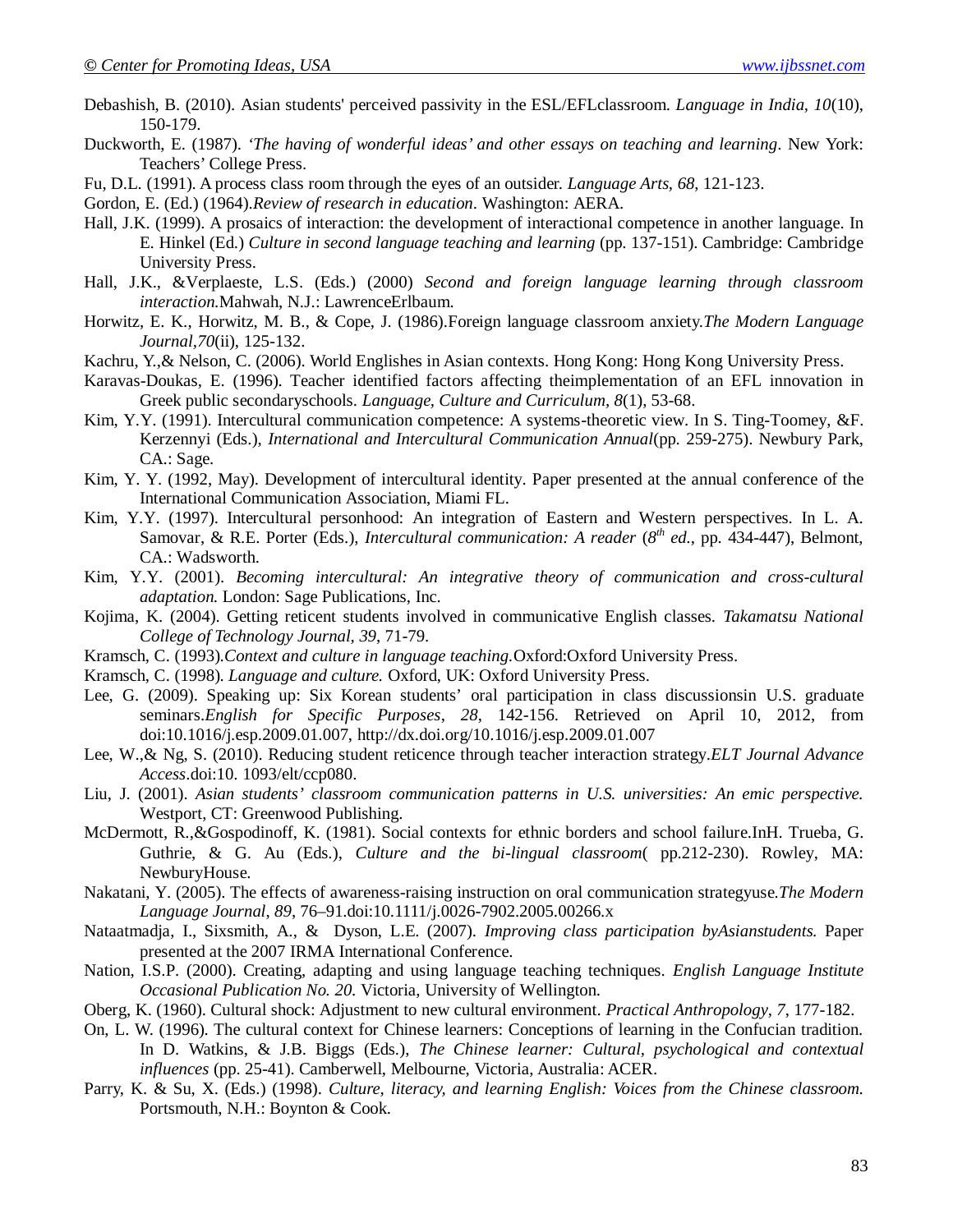Debashish, B. (2010). Asian students' perceived passivity in the ESL/EFLclassroom. *Language in India, 10*(10), 150-179.

Duckworth, E. (1987). *'The having of wonderful ideas' and other essays on teaching and learning*. New York: Teachers' College Press.

Fu, D.L. (1991). A process class room through the eyes of an outsider. *Language Arts, 68*, 121-123.

Gordon, E. (Ed.) (1964).*Review of research in education*. Washington: AERA.

Hall, J.K. (1999). A prosaics of interaction: the development of interactional competence in another language. In E. Hinkel (Ed.) *Culture in second language teaching and learning* (pp. 137-151). Cambridge: Cambridge University Press.

Hall, J.K., &Verplaeste, L.S. (Eds.) (2000) *Second and foreign language learning through classroom interaction.*Mahwah, N.J.: LawrenceErlbaum.

Horwitz, E. K., Horwitz, M. B., & Cope, J. (1986).Foreign language classroom anxiety.*The Modern Language Journal,70*(ii), 125-132.

Kachru, Y.,& Nelson, C. (2006). World Englishes in Asian contexts. Hong Kong: Hong Kong University Press.

Karavas-Doukas, E. (1996). Teacher identified factors affecting theimplementation of an EFL innovation in Greek public secondaryschools. *Language, Culture and Curriculum, 8*(1), 53-68.

Kim, Y.Y. (1991). Intercultural communication competence: A systems-theoretic view. In S. Ting-Toomey, &F. Kerzennyi (Eds.), *International and Intercultural Communication Annual*(pp. 259-275). Newbury Park, CA.: Sage.

Kim, Y. Y. (1992, May). Development of intercultural identity. Paper presented at the annual conference of the International Communication Association, Miami FL.

Kim, Y.Y. (1997). Intercultural personhood: An integration of Eastern and Western perspectives. In L. A. Samovar, & R.E. Porter (Eds.), *Intercultural communication: A reader* (*8th ed.*, pp. 434-447), Belmont, CA.: Wadsworth.

Kim, Y.Y. (2001). *Becoming intercultural: An integrative theory of communication and cross-cultural adaptation.* London: Sage Publications, Inc.

Kojima, K. (2004). Getting reticent students involved in communicative English classes. *Takamatsu National College of Technology Journal, 39*, 71-79.

Kramsch, C. (1993).*Context and culture in language teaching.*Oxford:Oxford University Press.

Kramsch, C. (1998). *Language and culture.* Oxford, UK: Oxford University Press.

Lee, G. (2009). Speaking up: Six Korean students' oral participation in class discussionsin U.S. graduate seminars.*English for Specific Purposes*, *28*, 142-156. Retrieved on April 10, 2012, from doi:10.1016/j.esp.2009.01.007, http://dx.doi.org/10.1016/j.esp.2009.01.007

Lee, W.,& Ng, S. (2010). Reducing student reticence through teacher interaction strategy.*ELT Journal Advance Access*.doi:10. 1093/elt/ccp080.

Liu, J. (2001). *Asian students' classroom communication patterns in U.S. universities: An emic perspective.* Westport, CT: Greenwood Publishing.

McDermott, R.,&Gospodinoff, K. (1981). Social contexts for ethnic borders and school failure.InH. Trueba, G. Guthrie, & G. Au (Eds.), *Culture and the bi-lingual classroom*( pp.212-230). Rowley, MA: NewburyHouse.

Nakatani, Y. (2005). The effects of awareness-raising instruction on oral communication strategyuse.*The Modern Language Journal*, *89*, 76–91.doi:10.1111/j.0026-7902.2005.00266.x

Nataatmadja, I., Sixsmith, A., & Dyson, L.E. (2007). *Improving class participation byAsianstudents.* Paper presented at the 2007 IRMA International Conference.

Nation, I.S.P. (2000). Creating, adapting and using language teaching techniques. *English Language Institute Occasional Publication No. 20.* Victoria, University of Wellington.

Oberg, K. (1960). Cultural shock: Adjustment to new cultural environment. *Practical Anthropology, 7*, 177-182.

On, L. W. (1996). The cultural context for Chinese learners: Conceptions of learning in the Confucian tradition. In D. Watkins, & J.B. Biggs (Eds.), *The Chinese learner: Cultural, psychological and contextual influences* (pp. 25-41). Camberwell, Melbourne, Victoria, Australia: ACER.

Parry, K. & Su, X. (Eds.) (1998). *Culture, literacy, and learning English: Voices from the Chinese classroom.* Portsmouth, N.H.: Boynton & Cook.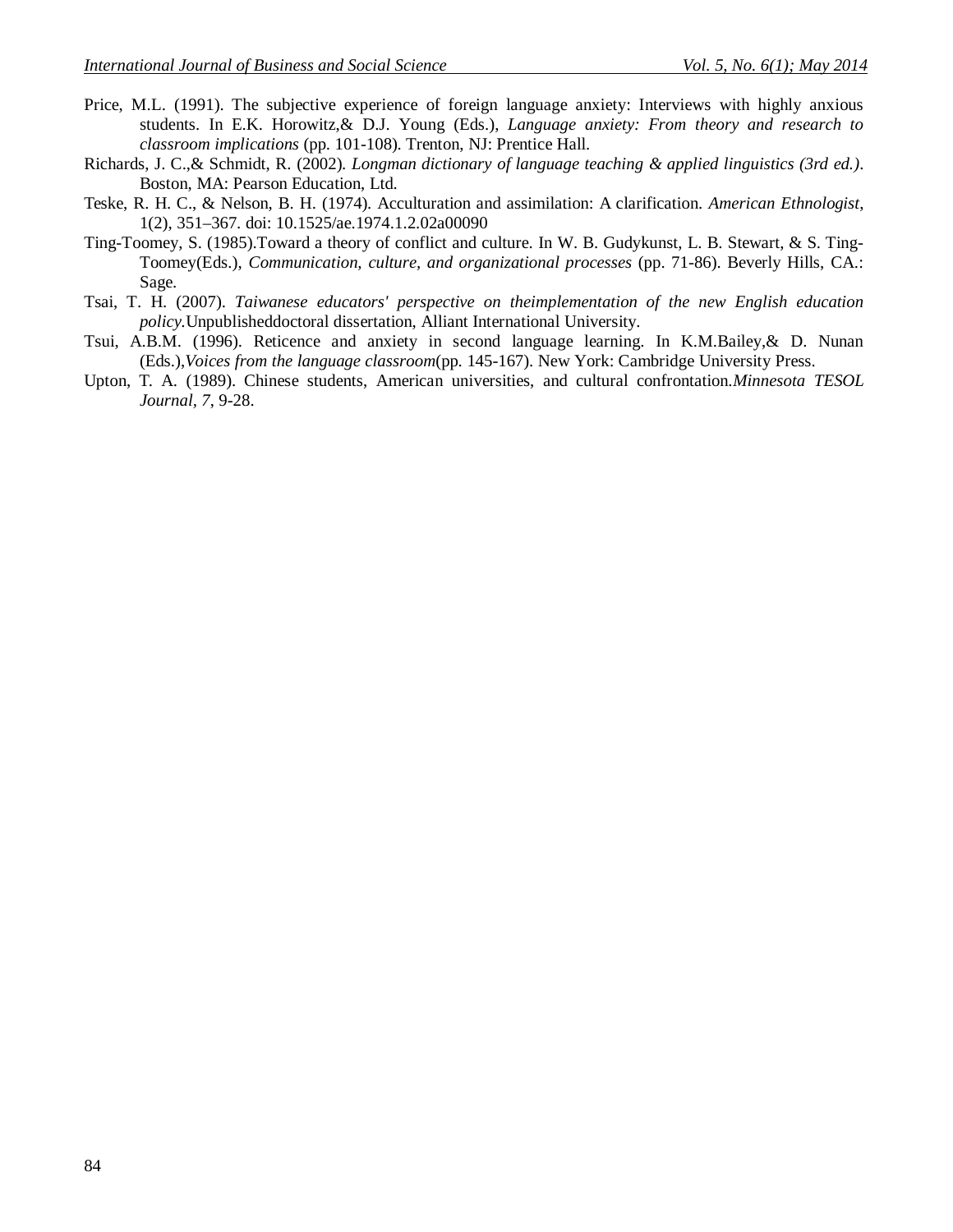Price, M.L. (1991). The subjective experience of foreign language anxiety: Interviews with highly anxious students. In E.K. Horowitz,& D.J. Young (Eds.), *Language anxiety: From theory and research to classroom implications* (pp. 101-108). Trenton, NJ: Prentice Hall.

Richards, J. C.,& Schmidt, R. (2002). *Longman dictionary of language teaching & applied linguistics (3rd ed.)*. Boston, MA: Pearson Education, Ltd.

Teske, R. H. C., & Nelson, B. H. (1974). Acculturation and assimilation: A clarification. *American Ethnologist*, 1(2), 351–367. doi: 10.1525/ae.1974.1.2.02a00090

Ting-Toomey, S. (1985).Toward a theory of conflict and culture. In W. B. Gudykunst, L. B. Stewart, & S. Ting-Toomey(Eds.), *Communication, culture, and organizational processes* (pp. 71-86). Beverly Hills, CA.: Sage.

Tsai, T. H. (2007). *Taiwanese educators' perspective on theimplementation of the new English education policy.*Unpublisheddoctoral dissertation, Alliant International University.

Tsui, A.B.M. (1996). Reticence and anxiety in second language learning. In K.M.Bailey,& D. Nunan (Eds.),*Voices from the language classroom*(pp. 145-167). New York: Cambridge University Press.

Upton, T. A. (1989). Chinese students, American universities, and cultural confrontation.*Minnesota TESOL Journal, 7*, 9-28.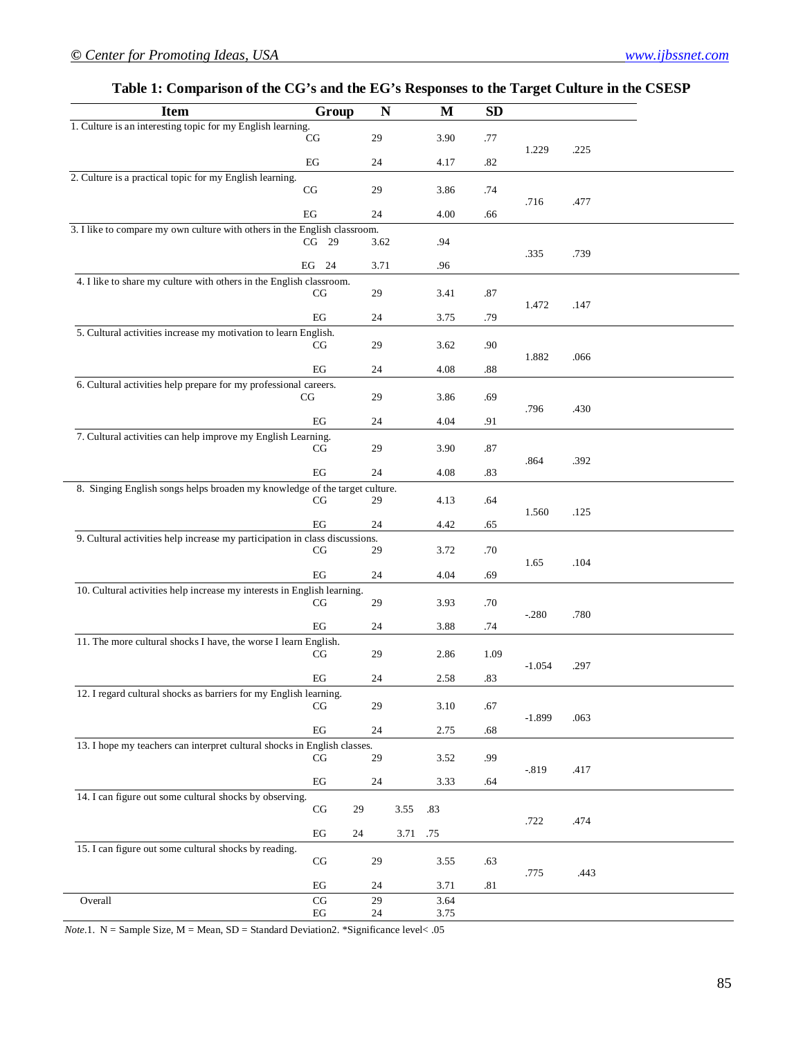**Table 1: Comparison of the CG's and the EG's Responses to the Target Culture in the CSESP**

| Item | Group | N | M | SD | | |
|---|---|---|---|---|---|---|
| 1. Culture is an interesting topic for my English learning. | CG | 29 | 3.90 | .77 | 1.229 | .225 |
| | EG | 24 | 4.17 | .82 | | |
| 2. Culture is a practical topic for my English learning. | CG | 29 | 3.86 | .74 | .716 | .477 |
| | EG | 24 | 4.00 | .66 | | |
| 3. I like to compare my own culture with others in the English classroom. | CG | 29 | 3.62 | .94 | .335 | .739 |
| | EG | 24 | 3.71 | .96 | | |
| 4. I like to share my culture with others in the English classroom. | CG | 29 | 3.41 | .87 | 1.472 | .147 |
| | EG | 24 | 3.75 | .79 | | |
| 5. Cultural activities increase my motivation to learn English. | CG | 29 | 3.62 | .90 | 1.882 | .066 |
| | EG | 24 | 4.08 | .88 | | |
| 6. Cultural activities help prepare for my professional careers. | CG | 29 | 3.86 | .69 | .796 | .430 |
| | EG | 24 | 4.04 | .91 | | |
| 7. Cultural activities can help improve my English Learning. | CG | 29 | 3.90 | .87 | .864 | .392 |
| | EG | 24 | 4.08 | .83 | | |
| 8. Singing English songs helps broaden my knowledge of the target culture. | CG | 29 | 4.13 | .64 | 1.560 | .125 |
| | EG | 24 | 4.42 | .65 | | |
| 9. Cultural activities help increase my participation in class discussions. | CG | 29 | 3.72 | .70 | 1.65 | .104 |
| | EG | 24 | 4.04 | .69 | | |
| 10. Cultural activities help increase my interests in English learning. | CG | 29 | 3.93 | .70 | -.280 | .780 |
| | EG | 24 | 3.88 | .74 | | |
| 11. The more cultural shocks I have, the worse I learn English. | CG | 29 | 2.86 | 1.09 | -1.054 | .297 |
| | EG | 24 | 2.58 | .83 | | |
| 12. I regard cultural shocks as barriers for my English learning. | CG | 29 | 3.10 | .67 | -1.899 | .063 |
| | EG | 24 | 2.75 | .68 | | |
| 13. I hope my teachers can interpret cultural shocks in English classes. | CG | 29 | 3.52 | .99 | -.819 | .417 |
| | EG | 24 | 3.33 | .64 | | |
| 14. I can figure out some cultural shocks by observing. | CG | 29 | 3.55 | .83 | .722 | .474 |
| | EG | 24 | 3.71 | .75 | | |
| 15. I can figure out some cultural shocks by reading. | CG | 29 | 3.55 | .63 | .775 | .443 |
| | EG | 24 | 3.71 | .81 | | |
| Overall | CG | 29 | 3.64 | | | |
| | EG | 24 | 3.75 | | | |

*Note*.1. N = Sample Size, M = Mean, SD = Standard Deviation2. *Significance level< .05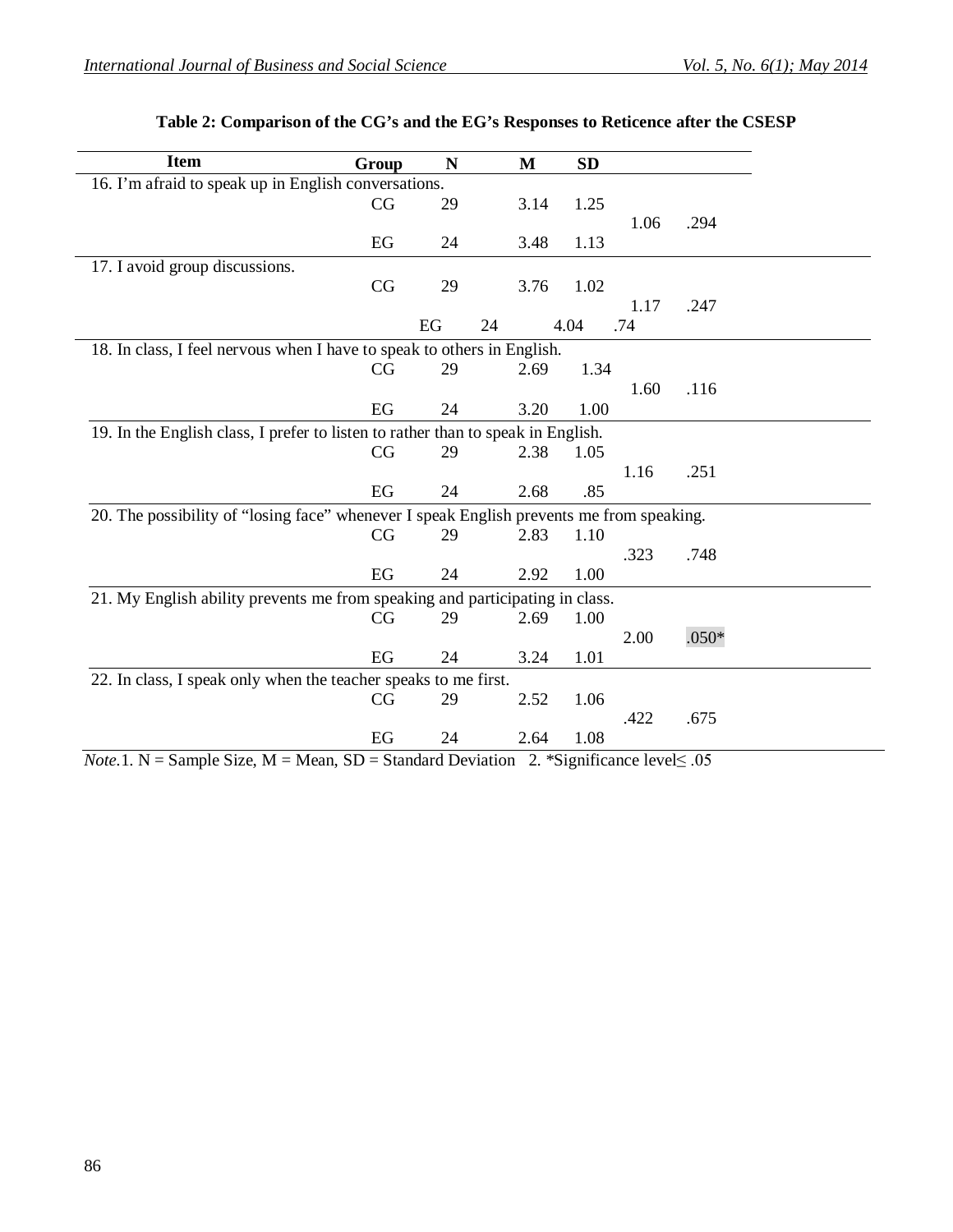**Table 2: Comparison of the CG's and the EG's Responses to Reticence after the CSESP**

| Item | Group | N | M | SD | | |
|---|---|---|---|---|---|---|
| 16. I'm afraid to speak up in English conversations. | | | | | | |
| | CG | 29 | 3.14 | 1.25 | 1.06 | .294 |
| | EG | 24 | 3.48 | 1.13 | | |
| 17. I avoid group discussions. | | | | | | |
| | CG | 29 | 3.76 | 1.02 | 1.17 | .247 |
| | EG | 24 | 4.04 | .74 | | |
| 18. In class, I feel nervous when I have to speak to others in English. | | | | | | |
| | CG | 29 | 2.69 | 1.34 | 1.60 | .116 |
| | EG | 24 | 3.20 | 1.00 | | |
| 19. In the English class, I prefer to listen to rather than to speak in English. | | | | | | |
| | CG | 29 | 2.38 | 1.05 | 1.16 | .251 |
| | EG | 24 | 2.68 | .85 | | |
| 20. The possibility of "losing face" whenever I speak English prevents me from speaking. | | | | | | |
| | CG | 29 | 2.83 | 1.10 | .323 | .748 |
| | EG | 24 | 2.92 | 1.00 | | |
| 21. My English ability prevents me from speaking and participating in class. | | | | | | |
| | CG | 29 | 2.69 | 1.00 | 2.00 | .050* |
| | EG | 24 | 3.24 | 1.01 | | |
| 22. In class, I speak only when the teacher speaks to me first. | | | | | | |
| | CG | 29 | 2.52 | 1.06 | .422 | .675 |
| | EG | 24 | 2.64 | 1.08 | | |

*Note.*1. N = Sample Size, M = Mean, SD = Standard Deviation 2. *Significance level$\leq$ .05